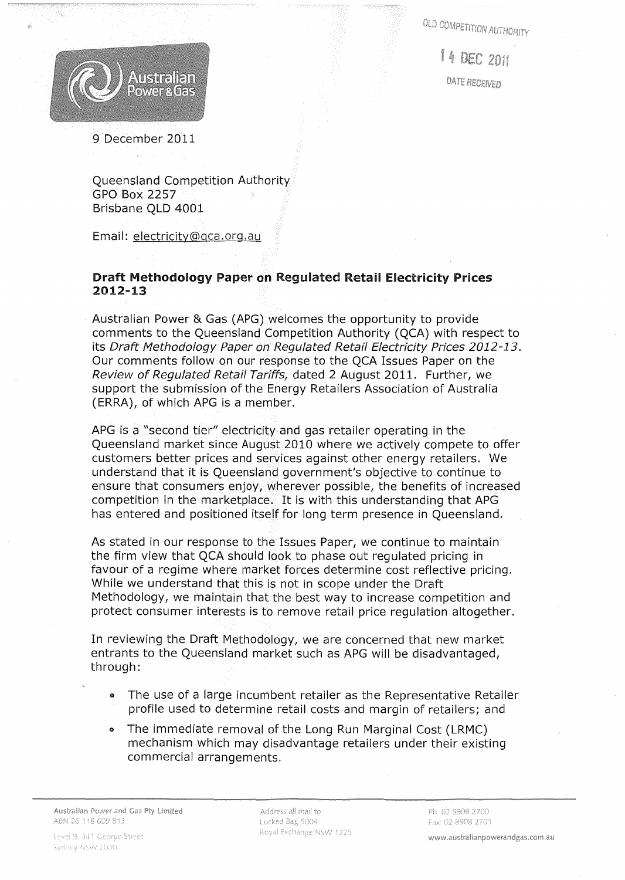QLD COMPETITION AUTHORITY

14 DEC 2011

DATE RECEIVED

Australian Power & Gas

9 December 2011

Queensland Competition Authority
GPO Box 2257
Brisbane QLD 4001

Email: electricity@qca.org.au

**Draft Methodology Paper on Regulated Retail Electricity Prices 2012-13**

Australian Power & Gas (APG) welcomes the opportunity to provide comments to the Queensland Competition Authority (QCA) with respect to its *Draft Methodology Paper on Regulated Retail Electricity Prices 2012-13*. Our comments follow on our response to the QCA Issues Paper on the *Review of Regulated Retail Tariffs,* dated 2 August 2011. Further, we support the submission of the Energy Retailers Association of Australia (ERRA), of which APG is a member.

APG is a "second tier" electricity and gas retailer operating in the Queensland market since August 2010 where we actively compete to offer customers better prices and services against other energy retailers. We understand that it is Queensland government's objective to continue to ensure that consumers enjoy, wherever possible, the benefits of increased competition in the marketplace. It is with this understanding that APG has entered and positioned itself for long term presence in Queensland.

As stated in our response to the Issues Paper, we continue to maintain the firm view that QCA should look to phase out regulated pricing in favour of a regime where market forces determine cost reflective pricing. While we understand that this is not in scope under the Draft Methodology, we maintain that the best way to increase competition and protect consumer interests is to remove retail price regulation altogether.

In reviewing the Draft Methodology, we are concerned that new market entrants to the Queensland market such as APG will be disadvantaged, through:

- The use of a large incumbent retailer as the Representative Retailer profile used to determine retail costs and margin of retailers; and
- The immediate removal of the Long Run Marginal Cost (LRMC) mechanism which may disadvantage retailers under their existing commercial arrangements.

Australian Power and Gas Pty Limited
ABN 26 118 609 813
Level 9, 341 George Street
Sydney NSW 2000

Address all mail to:
Locked Bag 5004
Royal Exchange NSW 1225

Ph: 02 8908 2700
Fax: 02 8908 2701
www.australianpowerandgas.com.au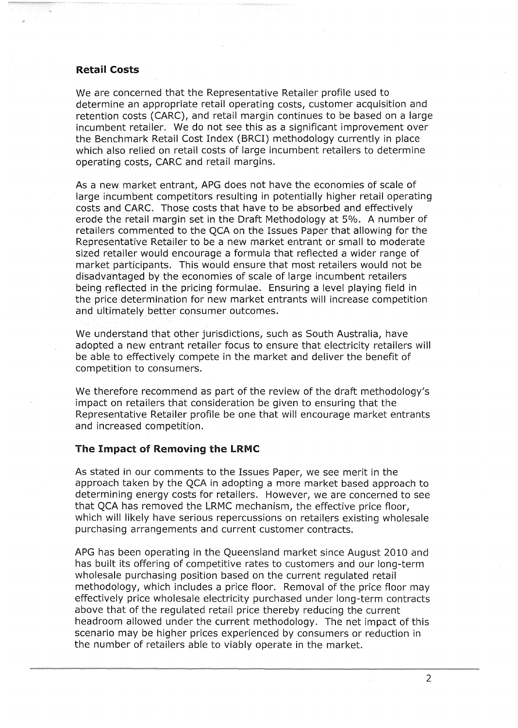### Retail Costs

We are concerned that the Representative Retailer profile used to determine an appropriate retail operating costs, customer acquisition and retention costs (CARC), and retail margin continues to be based on a large incumbent retailer. We do not see this as a significant improvement over the Benchmark Retail Cost Index (BRCI) methodology currently in place which also relied on retail costs of large incumbent retailers to determine operating costs, CARC and retail margins.

As a new market entrant, APG does not have the economies of scale of large incumbent competitors resulting in potentially higher retail operating costs and CARC. Those costs that have to be absorbed and effectively erode the retail margin set in the Draft Methodology at 5%. A number of retailers commented to the QCA on the Issues Paper that allowing for the Representative Retailer to be a new market entrant or small to moderate sized retailer would encourage a formula that reflected a wider range of market participants. This would ensure that most retailers would not be disadvantaged by the economies of scale of large incumbent retailers being reflected in the pricing formulae. Ensuring a level playing field in the price determination for new market entrants will increase competition and ultimately better consumer outcomes.

We understand that other jurisdictions, such as South Australia, have adopted a new entrant retailer focus to ensure that electricity retailers will be able to effectively compete in the market and deliver the benefit of competition to consumers.

We therefore recommend as part of the review of the draft methodology's impact on retailers that consideration be given to ensuring that the Representative Retailer profile be one that will encourage market entrants and increased competition.

### The Impact of Removing the LRMC

As stated in our comments to the Issues Paper, we see merit in the approach taken by the QCA in adopting a more market based approach to determining energy costs for retailers. However, we are concerned to see that QCA has removed the LRMC mechanism, the effective price floor, which will likely have serious repercussions on retailers existing wholesale purchasing arrangements and current customer contracts.

APG has been operating in the Queensland market since August 2010 and has built its offering of competitive rates to customers and our long-term wholesale purchasing position based on the current regulated retail methodology, which includes a price floor. Removal of the price floor may effectively price wholesale electricity purchased under long-term contracts above that of the regulated retail price thereby reducing the current headroom allowed under the current methodology. The net impact of this scenario may be higher prices experienced by consumers or reduction in the number of retailers able to viably operate in the market.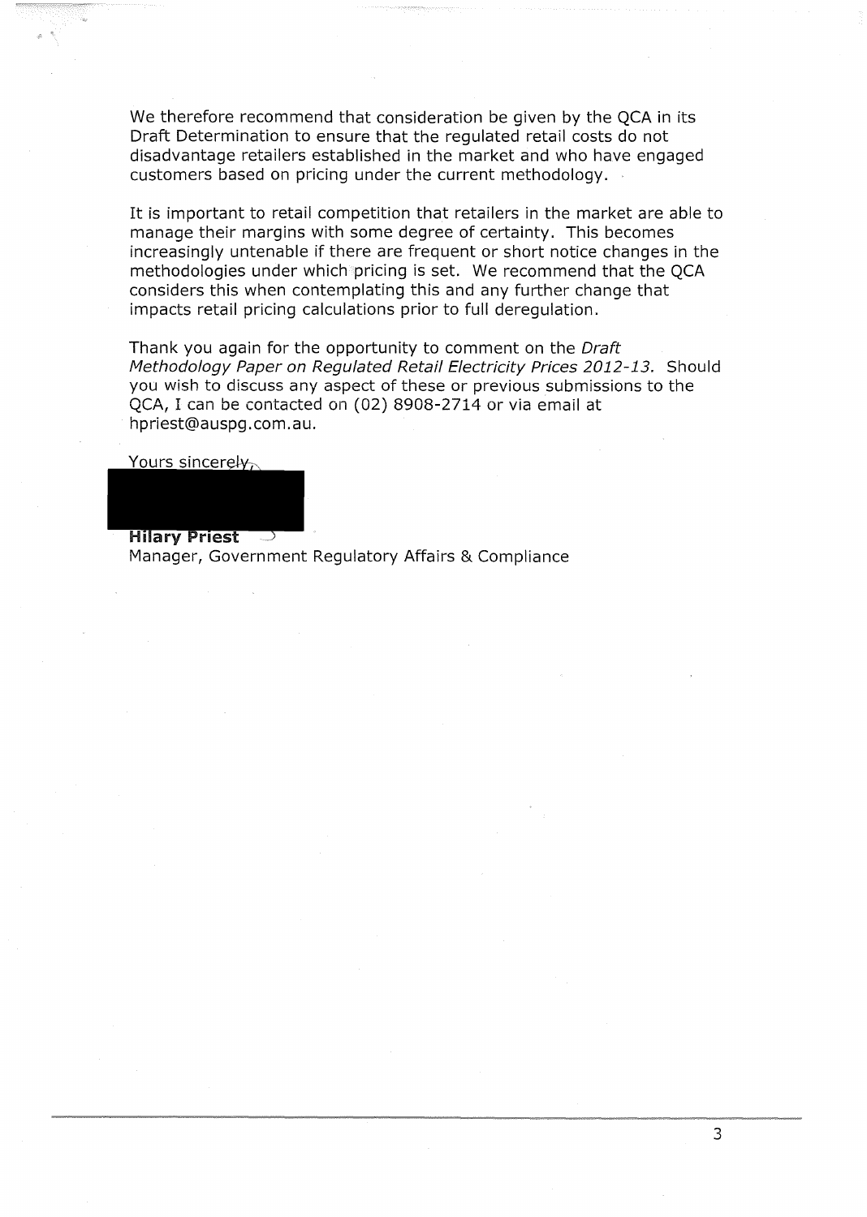We therefore recommend that consideration be given by the QCA in its Draft Determination to ensure that the regulated retail costs do not disadvantage retailers established in the market and who have engaged customers based on pricing under the current methodology.

It is important to retail competition that retailers in the market are able to manage their margins with some degree of certainty. This becomes increasingly untenable if there are frequent or short notice changes in the methodologies under which pricing is set. We recommend that the QCA considers this when contemplating this and any further change that impacts retail pricing calculations prior to full deregulation.

Thank you again for the opportunity to comment on the *Draft Methodology Paper on Regulated Retail Electricity Prices 2012-13*. Should you wish to discuss any aspect of these or previous submissions to the QCA, I can be contacted on (02) 8908-2714 or via email at hpriest@auspg.com.au.

Yours sincerely,

**Hilary Priest**
Manager, Government Regulatory Affairs & Compliance